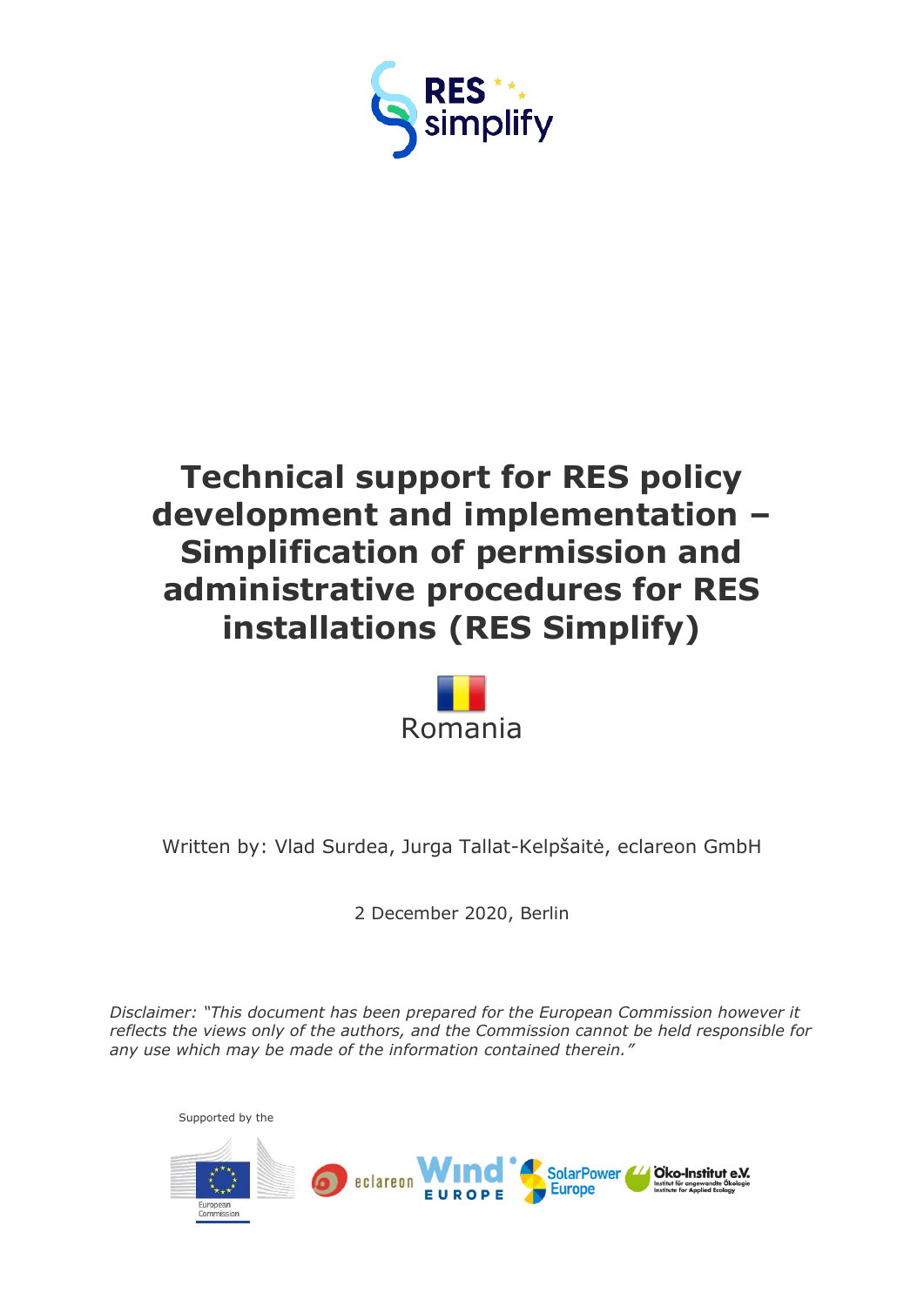RES simplify

# Technical support for RES policy development and implementation – Simplification of permission and administrative procedures for RES installations (RES Simplify)

Romania

Written by: Vlad Surdea, Jurga Tallat-Kelpšaitė, eclareon GmbH

2 December 2020, Berlin

*Disclaimer: "This document has been prepared for the European Commission however it reflects the views only of the authors, and the Commission cannot be held responsible for any use which may be made of the information contained therein."*

Supported by the

European Commission

eclareon

Wind Europe

SolarPower Europe

Öko-Institut e.V. Institut für angewandte Ökologie Institute for Applied Ecology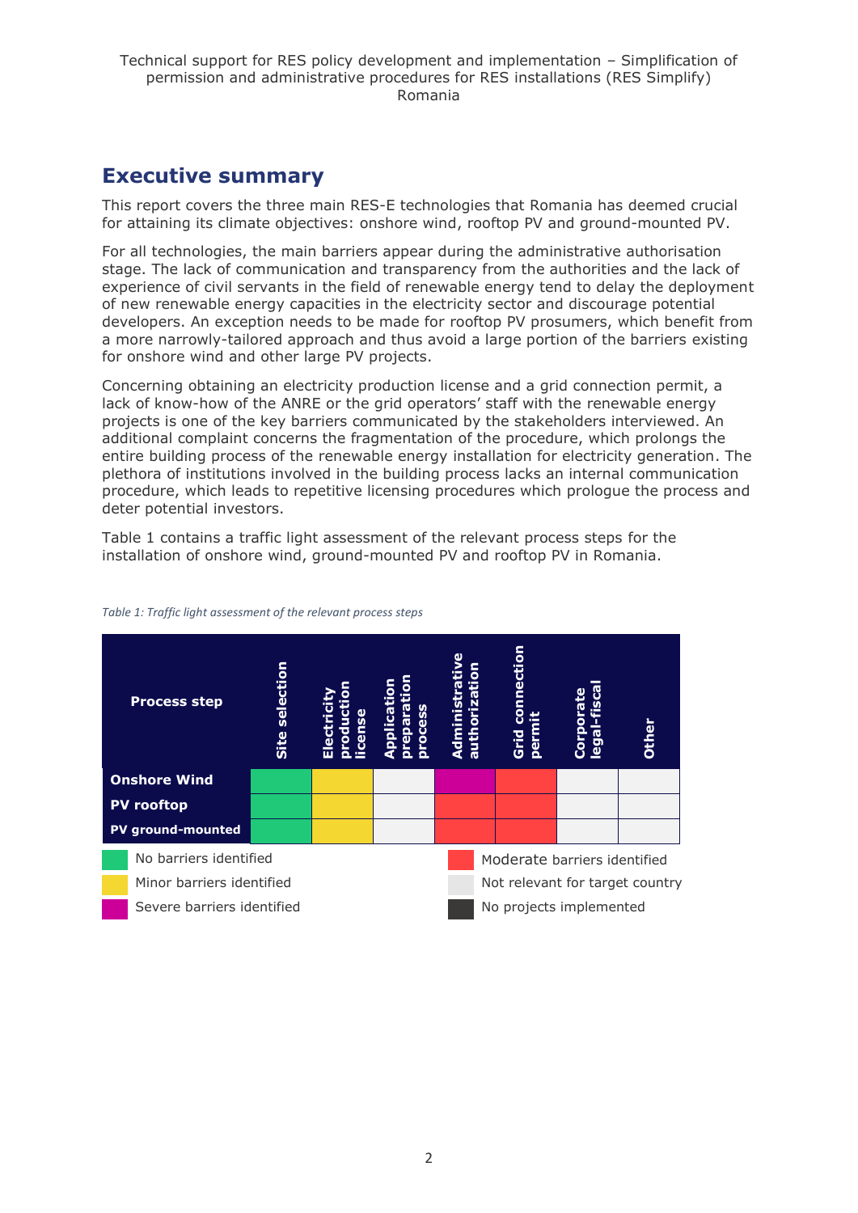# Executive summary

This report covers the three main RES-E technologies that Romania has deemed crucial for attaining its climate objectives: onshore wind, rooftop PV and ground-mounted PV.

For all technologies, the main barriers appear during the administrative authorisation stage. The lack of communication and transparency from the authorities and the lack of experience of civil servants in the field of renewable energy tend to delay the deployment of new renewable energy capacities in the electricity sector and discourage potential developers. An exception needs to be made for rooftop PV prosumers, which benefit from a more narrowly-tailored approach and thus avoid a large portion of the barriers existing for onshore wind and other large PV projects.

Concerning obtaining an electricity production license and a grid connection permit, a lack of know-how of the ANRE or the grid operators' staff with the renewable energy projects is one of the key barriers communicated by the stakeholders interviewed. An additional complaint concerns the fragmentation of the procedure, which prolongs the entire building process of the renewable energy installation for electricity generation. The plethora of institutions involved in the building process lacks an internal communication procedure, which leads to repetitive licensing procedures which prologue the process and deter potential investors.

Table 1 contains a traffic light assessment of the relevant process steps for the installation of onshore wind, ground-mounted PV and rooftop PV in Romania.

*Table 1: Traffic light assessment of the relevant process steps*

| Process step | Site selection | Electricity production license | Application preparation process | Administrative authorization | Grid connection permit | Corporate legal-fiscal | Other |
|---|---|---|---|---|---|---|---|
| **Onshore Wind** | No barriers identified | Minor barriers identified | Not relevant for target country | Severe barriers identified | Moderate barriers identified | Not relevant for target country | Not relevant for target country |
| **PV rooftop** | No barriers identified | Minor barriers identified | Not relevant for target country | Moderate barriers identified | Moderate barriers identified | Not relevant for target country | Not relevant for target country |
| **PV ground-mounted** | No barriers identified | Minor barriers identified | Not relevant for target country | Moderate barriers identified | Moderate barriers identified | Not relevant for target country | Not relevant for target country |

Legend:
- No barriers identified
- Minor barriers identified
- Severe barriers identified
- Moderate barriers identified
- Not relevant for target country
- No projects implemented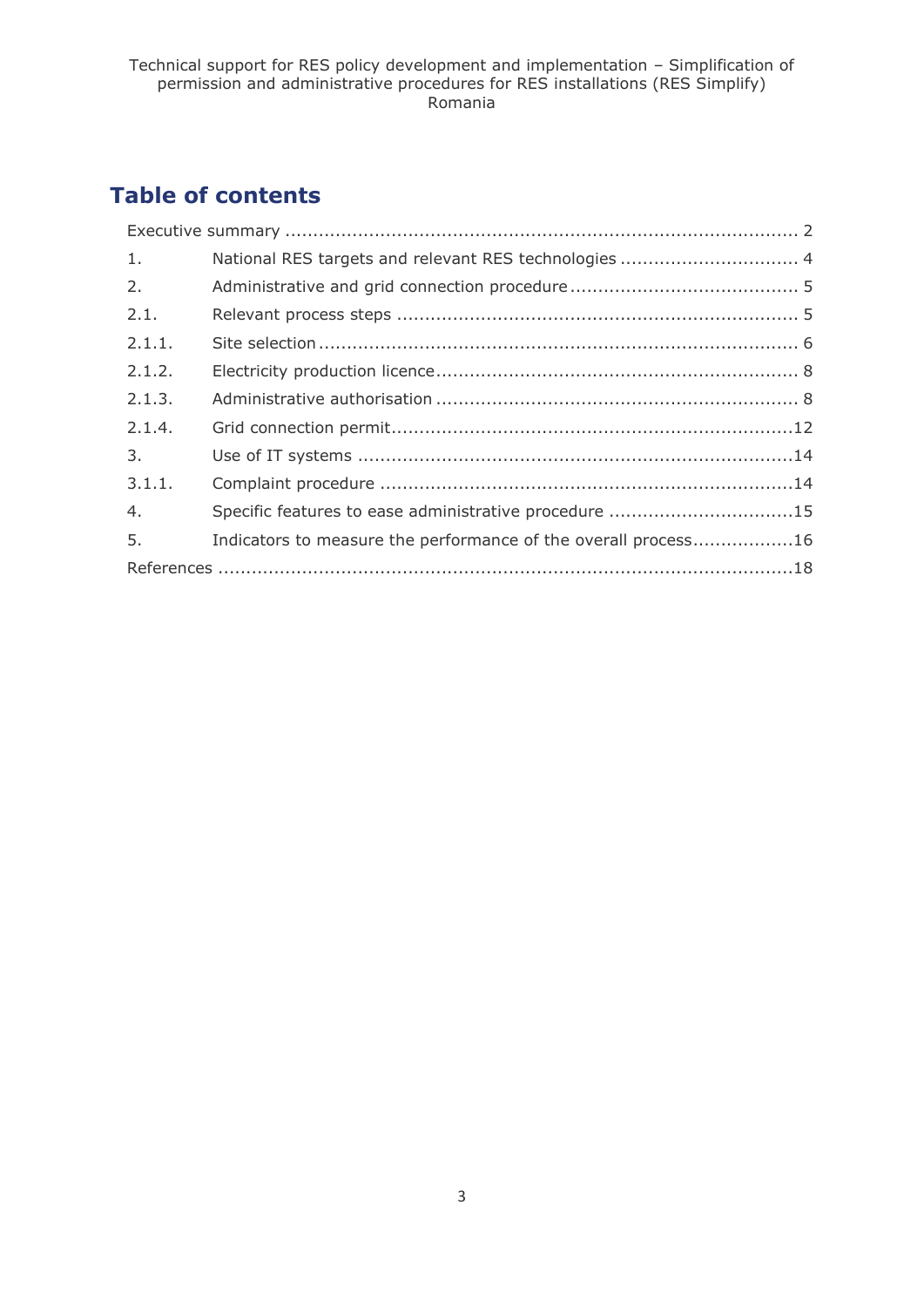# Table of contents

Executive summary ........................................................................................ 2

1. National RES targets and relevant RES technologies ................................ 4
2. Administrative and grid connection procedure ......................................... 5

2.1. Relevant process steps ....................................................................... 5

2.1.1. Site selection ..................................................................................... 6

2.1.2. Electricity production licence ................................................................ 8

2.1.3. Administrative authorisation ................................................................. 8

2.1.4. Grid connection permit .......................................................................12

3. Use of IT systems .............................................................................14

3.1.1. Complaint procedure .........................................................................14

4. Specific features to ease administrative procedure .................................15
5. Indicators to measure the performance of the overall process..................16

References .......................................................................................................18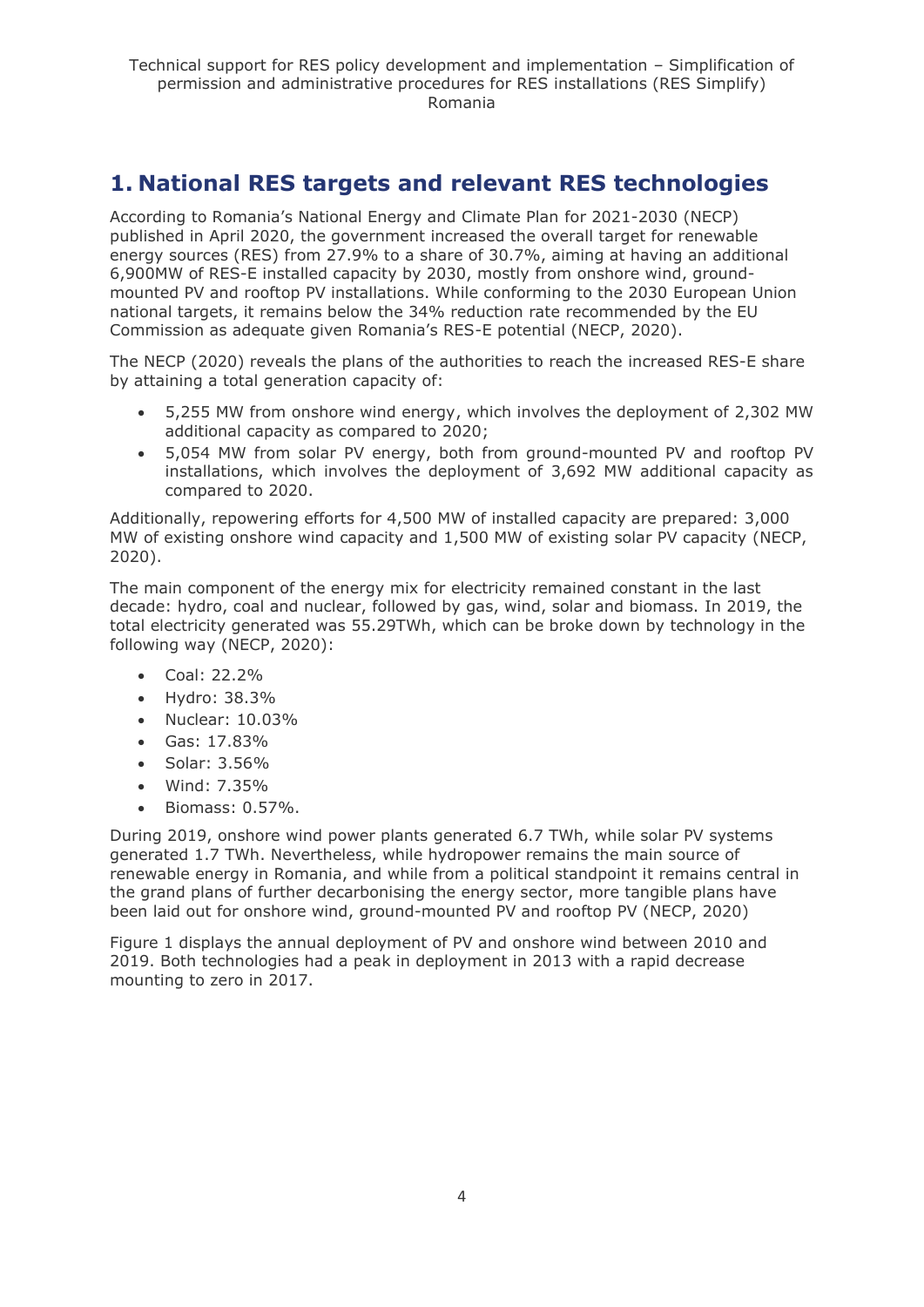# 1. National RES targets and relevant RES technologies

According to Romania's National Energy and Climate Plan for 2021-2030 (NECP) published in April 2020, the government increased the overall target for renewable energy sources (RES) from 27.9% to a share of 30.7%, aiming at having an additional 6,900MW of RES-E installed capacity by 2030, mostly from onshore wind, ground-mounted PV and rooftop PV installations. While conforming to the 2030 European Union national targets, it remains below the 34% reduction rate recommended by the EU Commission as adequate given Romania's RES-E potential (NECP, 2020).

The NECP (2020) reveals the plans of the authorities to reach the increased RES-E share by attaining a total generation capacity of:

- 5,255 MW from onshore wind energy, which involves the deployment of 2,302 MW additional capacity as compared to 2020;
- 5,054 MW from solar PV energy, both from ground-mounted PV and rooftop PV installations, which involves the deployment of 3,692 MW additional capacity as compared to 2020.

Additionally, repowering efforts for 4,500 MW of installed capacity are prepared: 3,000 MW of existing onshore wind capacity and 1,500 MW of existing solar PV capacity (NECP, 2020).

The main component of the energy mix for electricity remained constant in the last decade: hydro, coal and nuclear, followed by gas, wind, solar and biomass. In 2019, the total electricity generated was 55.29TWh, which can be broke down by technology in the following way (NECP, 2020):

- Coal: 22.2%
- Hydro: 38.3%
- Nuclear: 10.03%
- Gas: 17.83%
- Solar: 3.56%
- Wind: 7.35%
- Biomass: 0.57%.

During 2019, onshore wind power plants generated 6.7 TWh, while solar PV systems generated 1.7 TWh. Nevertheless, while hydropower remains the main source of renewable energy in Romania, and while from a political standpoint it remains central in the grand plans of further decarbonising the energy sector, more tangible plans have been laid out for onshore wind, ground-mounted PV and rooftop PV (NECP, 2020)

Figure 1 displays the annual deployment of PV and onshore wind between 2010 and 2019. Both technologies had a peak in deployment in 2013 with a rapid decrease mounting to zero in 2017.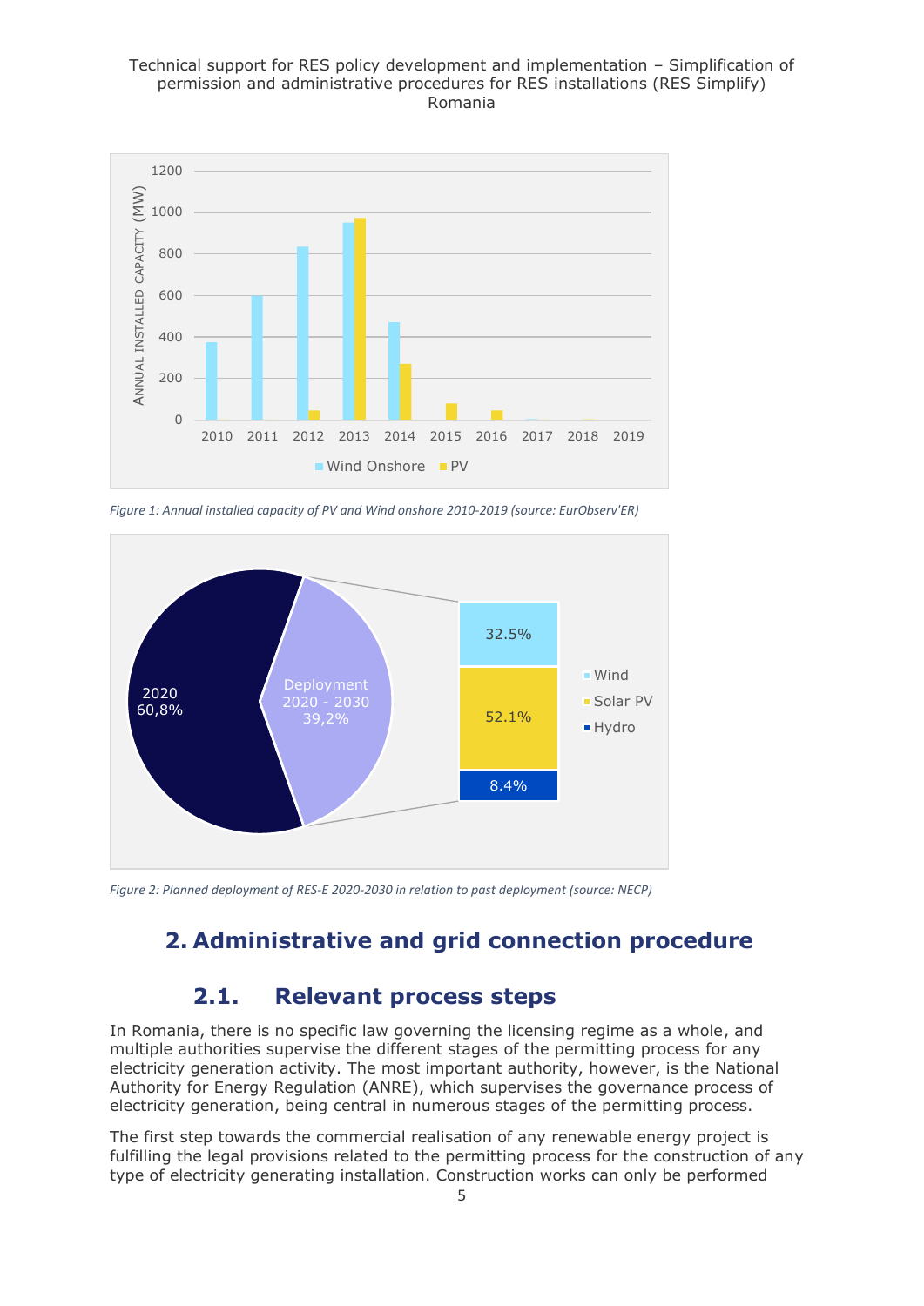Figure 1: Annual installed capacity of PV and Wind onshore 2010-2019 (source: EurObserv'ER)

Figure 2: Planned deployment of RES-E 2020-2030 in relation to past deployment (source: NECP)

# 2. Administrative and grid connection procedure

## 2.1. Relevant process steps

In Romania, there is no specific law governing the licensing regime as a whole, and multiple authorities supervise the different stages of the permitting process for any electricity generation activity. The most important authority, however, is the National Authority for Energy Regulation (ANRE), which supervises the governance process of electricity generation, being central in numerous stages of the permitting process.

The first step towards the commercial realisation of any renewable energy project is fulfilling the legal provisions related to the permitting process for the construction of any type of electricity generating installation. Construction works can only be performed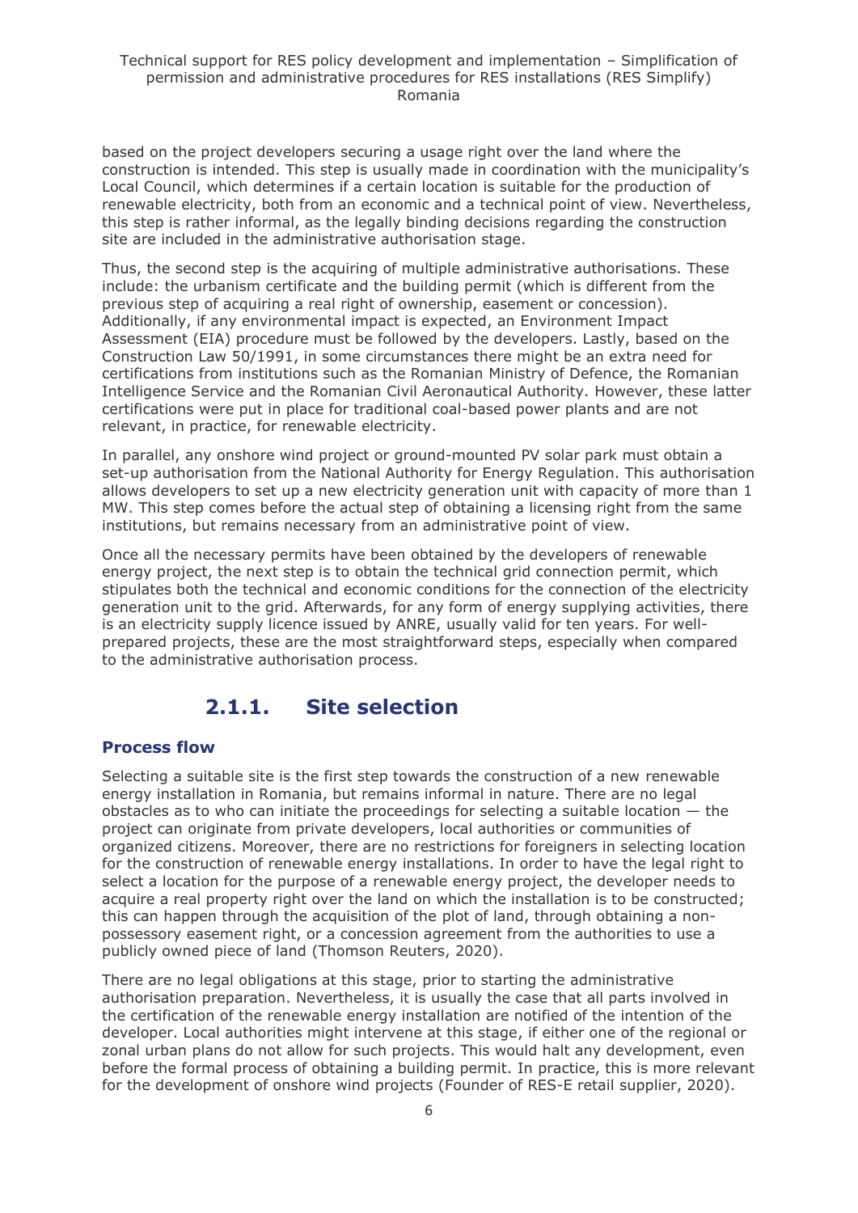based on the project developers securing a usage right over the land where the construction is intended. This step is usually made in coordination with the municipality's Local Council, which determines if a certain location is suitable for the production of renewable electricity, both from an economic and a technical point of view. Nevertheless, this step is rather informal, as the legally binding decisions regarding the construction site are included in the administrative authorisation stage.

Thus, the second step is the acquiring of multiple administrative authorisations. These include: the urbanism certificate and the building permit (which is different from the previous step of acquiring a real right of ownership, easement or concession). Additionally, if any environmental impact is expected, an Environment Impact Assessment (EIA) procedure must be followed by the developers. Lastly, based on the Construction Law 50/1991, in some circumstances there might be an extra need for certifications from institutions such as the Romanian Ministry of Defence, the Romanian Intelligence Service and the Romanian Civil Aeronautical Authority. However, these latter certifications were put in place for traditional coal-based power plants and are not relevant, in practice, for renewable electricity.

In parallel, any onshore wind project or ground-mounted PV solar park must obtain a set-up authorisation from the National Authority for Energy Regulation. This authorisation allows developers to set up a new electricity generation unit with capacity of more than 1 MW. This step comes before the actual step of obtaining a licensing right from the same institutions, but remains necessary from an administrative point of view.

Once all the necessary permits have been obtained by the developers of renewable energy project, the next step is to obtain the technical grid connection permit, which stipulates both the technical and economic conditions for the connection of the electricity generation unit to the grid. Afterwards, for any form of energy supplying activities, there is an electricity supply licence issued by ANRE, usually valid for ten years. For well-prepared projects, these are the most straightforward steps, especially when compared to the administrative authorisation process.

### 2.1.1. Site selection

#### Process flow

Selecting a suitable site is the first step towards the construction of a new renewable energy installation in Romania, but remains informal in nature. There are no legal obstacles as to who can initiate the proceedings for selecting a suitable location — the project can originate from private developers, local authorities or communities of organized citizens. Moreover, there are no restrictions for foreigners in selecting location for the construction of renewable energy installations. In order to have the legal right to select a location for the purpose of a renewable energy project, the developer needs to acquire a real property right over the land on which the installation is to be constructed; this can happen through the acquisition of the plot of land, through obtaining a non-possessory easement right, or a concession agreement from the authorities to use a publicly owned piece of land (Thomson Reuters, 2020).

There are no legal obligations at this stage, prior to starting the administrative authorisation preparation. Nevertheless, it is usually the case that all parts involved in the certification of the renewable energy installation are notified of the intention of the developer. Local authorities might intervene at this stage, if either one of the regional or zonal urban plans do not allow for such projects. This would halt any development, even before the formal process of obtaining a building permit. In practice, this is more relevant for the development of onshore wind projects (Founder of RES-E retail supplier, 2020).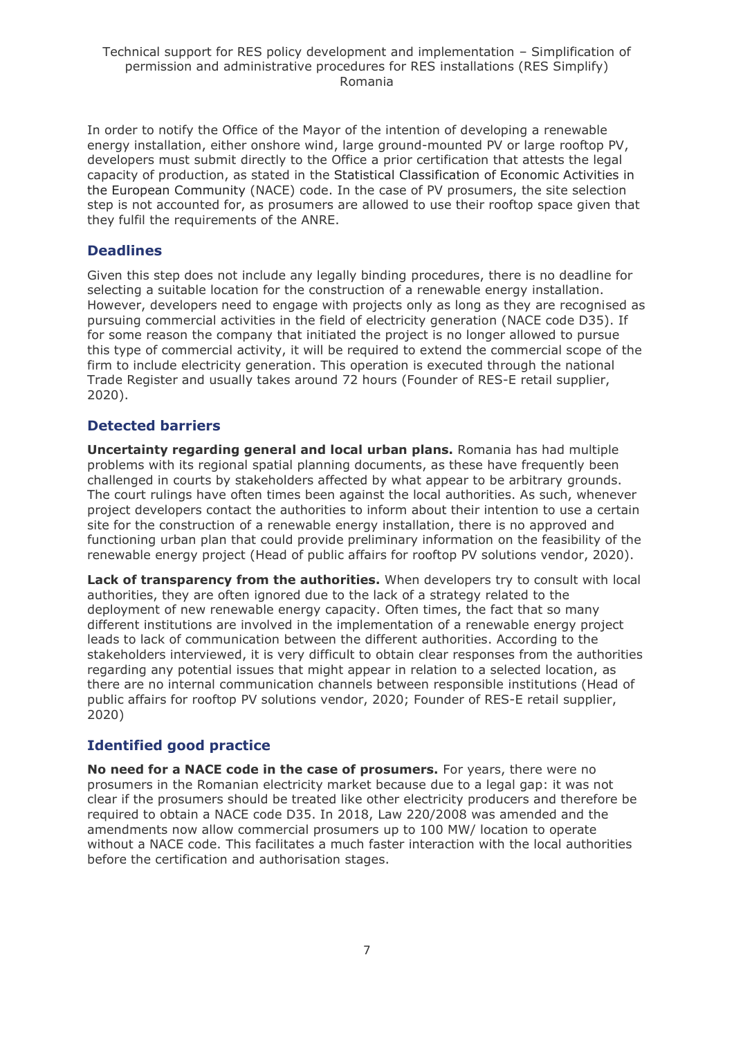In order to notify the Office of the Mayor of the intention of developing a renewable energy installation, either onshore wind, large ground-mounted PV or large rooftop PV, developers must submit directly to the Office a prior certification that attests the legal capacity of production, as stated in the Statistical Classification of Economic Activities in the European Community (NACE) code. In the case of PV prosumers, the site selection step is not accounted for, as prosumers are allowed to use their rooftop space given that they fulfil the requirements of the ANRE.

### Deadlines

Given this step does not include any legally binding procedures, there is no deadline for selecting a suitable location for the construction of a renewable energy installation. However, developers need to engage with projects only as long as they are recognised as pursuing commercial activities in the field of electricity generation (NACE code D35). If for some reason the company that initiated the project is no longer allowed to pursue this type of commercial activity, it will be required to extend the commercial scope of the firm to include electricity generation. This operation is executed through the national Trade Register and usually takes around 72 hours (Founder of RES-E retail supplier, 2020).

### Detected barriers

**Uncertainty regarding general and local urban plans.** Romania has had multiple problems with its regional spatial planning documents, as these have frequently been challenged in courts by stakeholders affected by what appear to be arbitrary grounds. The court rulings have often times been against the local authorities. As such, whenever project developers contact the authorities to inform about their intention to use a certain site for the construction of a renewable energy installation, there is no approved and functioning urban plan that could provide preliminary information on the feasibility of the renewable energy project (Head of public affairs for rooftop PV solutions vendor, 2020).

**Lack of transparency from the authorities.** When developers try to consult with local authorities, they are often ignored due to the lack of a strategy related to the deployment of new renewable energy capacity. Often times, the fact that so many different institutions are involved in the implementation of a renewable energy project leads to lack of communication between the different authorities. According to the stakeholders interviewed, it is very difficult to obtain clear responses from the authorities regarding any potential issues that might appear in relation to a selected location, as there are no internal communication channels between responsible institutions (Head of public affairs for rooftop PV solutions vendor, 2020; Founder of RES-E retail supplier, 2020)

### Identified good practice

**No need for a NACE code in the case of prosumers.** For years, there were no prosumers in the Romanian electricity market because due to a legal gap: it was not clear if the prosumers should be treated like other electricity producers and therefore be required to obtain a NACE code D35. In 2018, Law 220/2008 was amended and the amendments now allow commercial prosumers up to 100 MW/ location to operate without a NACE code. This facilitates a much faster interaction with the local authorities before the certification and authorisation stages.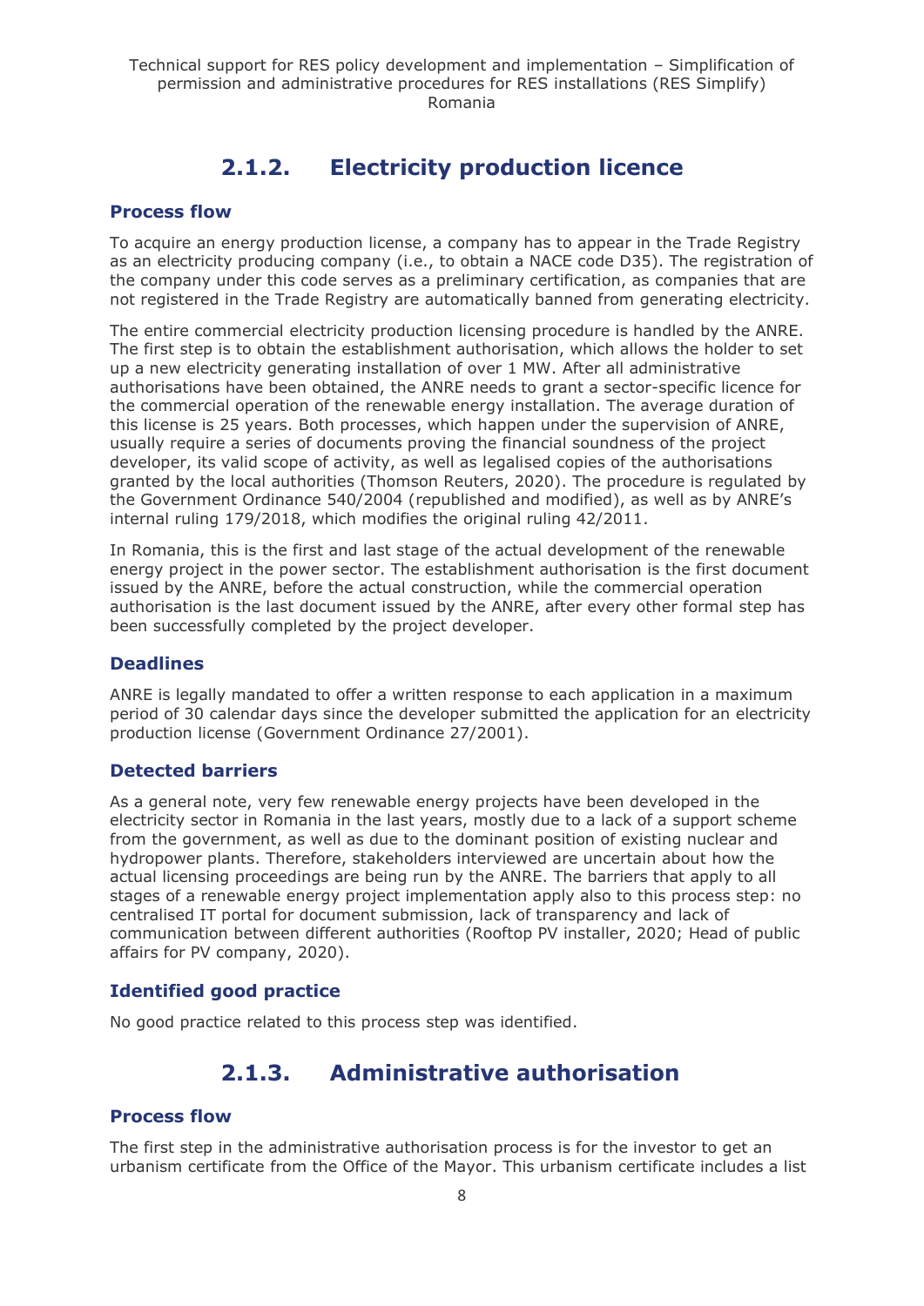## 2.1.2. Electricity production licence

### Process flow

To acquire an energy production license, a company has to appear in the Trade Registry as an electricity producing company (i.e., to obtain a NACE code D35). The registration of the company under this code serves as a preliminary certification, as companies that are not registered in the Trade Registry are automatically banned from generating electricity.

The entire commercial electricity production licensing procedure is handled by the ANRE. The first step is to obtain the establishment authorisation, which allows the holder to set up a new electricity generating installation of over 1 MW. After all administrative authorisations have been obtained, the ANRE needs to grant a sector-specific licence for the commercial operation of the renewable energy installation. The average duration of this license is 25 years. Both processes, which happen under the supervision of ANRE, usually require a series of documents proving the financial soundness of the project developer, its valid scope of activity, as well as legalised copies of the authorisations granted by the local authorities (Thomson Reuters, 2020). The procedure is regulated by the Government Ordinance 540/2004 (republished and modified), as well as by ANRE's internal ruling 179/2018, which modifies the original ruling 42/2011.

In Romania, this is the first and last stage of the actual development of the renewable energy project in the power sector. The establishment authorisation is the first document issued by the ANRE, before the actual construction, while the commercial operation authorisation is the last document issued by the ANRE, after every other formal step has been successfully completed by the project developer.

### Deadlines

ANRE is legally mandated to offer a written response to each application in a maximum period of 30 calendar days since the developer submitted the application for an electricity production license (Government Ordinance 27/2001).

### Detected barriers

As a general note, very few renewable energy projects have been developed in the electricity sector in Romania in the last years, mostly due to a lack of a support scheme from the government, as well as due to the dominant position of existing nuclear and hydropower plants. Therefore, stakeholders interviewed are uncertain about how the actual licensing proceedings are being run by the ANRE. The barriers that apply to all stages of a renewable energy project implementation apply also to this process step: no centralised IT portal for document submission, lack of transparency and lack of communication between different authorities (Rooftop PV installer, 2020; Head of public affairs for PV company, 2020).

### Identified good practice

No good practice related to this process step was identified.

## 2.1.3. Administrative authorisation

### Process flow

The first step in the administrative authorisation process is for the investor to get an urbanism certificate from the Office of the Mayor. This urbanism certificate includes a list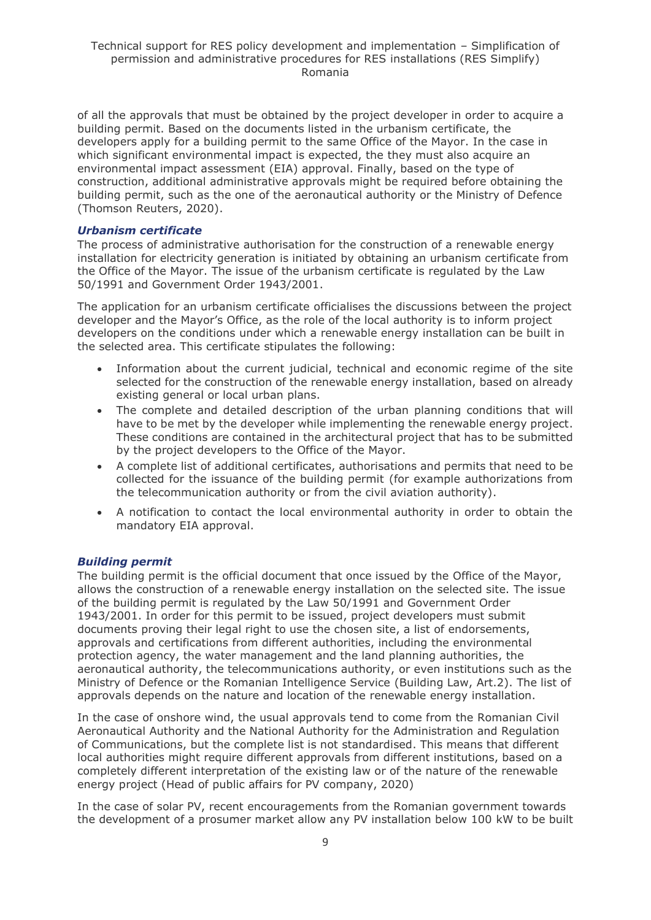of all the approvals that must be obtained by the project developer in order to acquire a building permit. Based on the documents listed in the urbanism certificate, the developers apply for a building permit to the same Office of the Mayor. In the case in which significant environmental impact is expected, the they must also acquire an environmental impact assessment (EIA) approval. Finally, based on the type of construction, additional administrative approvals might be required before obtaining the building permit, such as the one of the aeronautical authority or the Ministry of Defence (Thomson Reuters, 2020).

### *Urbanism certificate*

The process of administrative authorisation for the construction of a renewable energy installation for electricity generation is initiated by obtaining an urbanism certificate from the Office of the Mayor. The issue of the urbanism certificate is regulated by the Law 50/1991 and Government Order 1943/2001.

The application for an urbanism certificate officialises the discussions between the project developer and the Mayor's Office, as the role of the local authority is to inform project developers on the conditions under which a renewable energy installation can be built in the selected area. This certificate stipulates the following:

- Information about the current judicial, technical and economic regime of the site selected for the construction of the renewable energy installation, based on already existing general or local urban plans.
- The complete and detailed description of the urban planning conditions that will have to be met by the developer while implementing the renewable energy project. These conditions are contained in the architectural project that has to be submitted by the project developers to the Office of the Mayor.
- A complete list of additional certificates, authorisations and permits that need to be collected for the issuance of the building permit (for example authorizations from the telecommunication authority or from the civil aviation authority).
- A notification to contact the local environmental authority in order to obtain the mandatory EIA approval.

### *Building permit*

The building permit is the official document that once issued by the Office of the Mayor, allows the construction of a renewable energy installation on the selected site. The issue of the building permit is regulated by the Law 50/1991 and Government Order 1943/2001. In order for this permit to be issued, project developers must submit documents proving their legal right to use the chosen site, a list of endorsements, approvals and certifications from different authorities, including the environmental protection agency, the water management and the land planning authorities, the aeronautical authority, the telecommunications authority, or even institutions such as the Ministry of Defence or the Romanian Intelligence Service (Building Law, Art.2). The list of approvals depends on the nature and location of the renewable energy installation.

In the case of onshore wind, the usual approvals tend to come from the Romanian Civil Aeronautical Authority and the National Authority for the Administration and Regulation of Communications, but the complete list is not standardised. This means that different local authorities might require different approvals from different institutions, based on a completely different interpretation of the existing law or of the nature of the renewable energy project (Head of public affairs for PV company, 2020)

In the case of solar PV, recent encouragements from the Romanian government towards the development of a prosumer market allow any PV installation below 100 kW to be built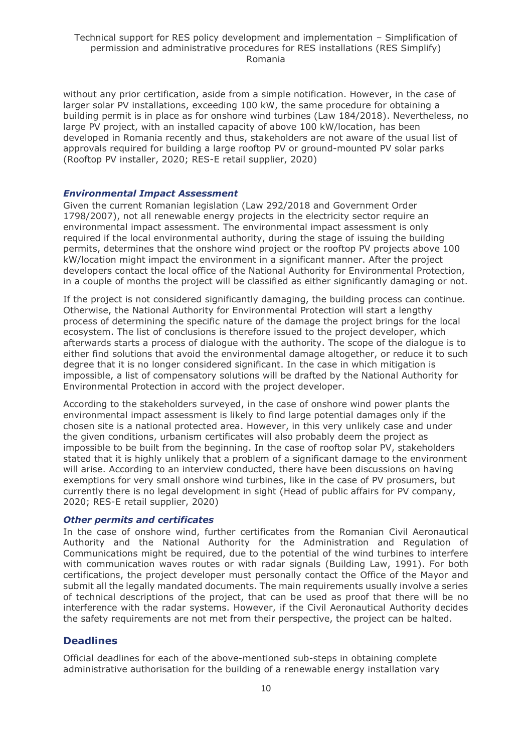without any prior certification, aside from a simple notification. However, in the case of larger solar PV installations, exceeding 100 kW, the same procedure for obtaining a building permit is in place as for onshore wind turbines (Law 184/2018). Nevertheless, no large PV project, with an installed capacity of above 100 kW/location, has been developed in Romania recently and thus, stakeholders are not aware of the usual list of approvals required for building a large rooftop PV or ground-mounted PV solar parks (Rooftop PV installer, 2020; RES-E retail supplier, 2020)

### *Environmental Impact Assessment*

Given the current Romanian legislation (Law 292/2018 and Government Order 1798/2007), not all renewable energy projects in the electricity sector require an environmental impact assessment. The environmental impact assessment is only required if the local environmental authority, during the stage of issuing the building permits, determines that the onshore wind project or the rooftop PV projects above 100 kW/location might impact the environment in a significant manner. After the project developers contact the local office of the National Authority for Environmental Protection, in a couple of months the project will be classified as either significantly damaging or not.

If the project is not considered significantly damaging, the building process can continue. Otherwise, the National Authority for Environmental Protection will start a lengthy process of determining the specific nature of the damage the project brings for the local ecosystem. The list of conclusions is therefore issued to the project developer, which afterwards starts a process of dialogue with the authority. The scope of the dialogue is to either find solutions that avoid the environmental damage altogether, or reduce it to such degree that it is no longer considered significant. In the case in which mitigation is impossible, a list of compensatory solutions will be drafted by the National Authority for Environmental Protection in accord with the project developer.

According to the stakeholders surveyed, in the case of onshore wind power plants the environmental impact assessment is likely to find large potential damages only if the chosen site is a national protected area. However, in this very unlikely case and under the given conditions, urbanism certificates will also probably deem the project as impossible to be built from the beginning. In the case of rooftop solar PV, stakeholders stated that it is highly unlikely that a problem of a significant damage to the environment will arise. According to an interview conducted, there have been discussions on having exemptions for very small onshore wind turbines, like in the case of PV prosumers, but currently there is no legal development in sight (Head of public affairs for PV company, 2020; RES-E retail supplier, 2020)

### *Other permits and certificates*

In the case of onshore wind, further certificates from the Romanian Civil Aeronautical Authority and the National Authority for the Administration and Regulation of Communications might be required, due to the potential of the wind turbines to interfere with communication waves routes or with radar signals (Building Law, 1991). For both certifications, the project developer must personally contact the Office of the Mayor and submit all the legally mandated documents. The main requirements usually involve a series of technical descriptions of the project, that can be used as proof that there will be no interference with the radar systems. However, if the Civil Aeronautical Authority decides the safety requirements are not met from their perspective, the project can be halted.

## Deadlines

Official deadlines for each of the above-mentioned sub-steps in obtaining complete administrative authorisation for the building of a renewable energy installation vary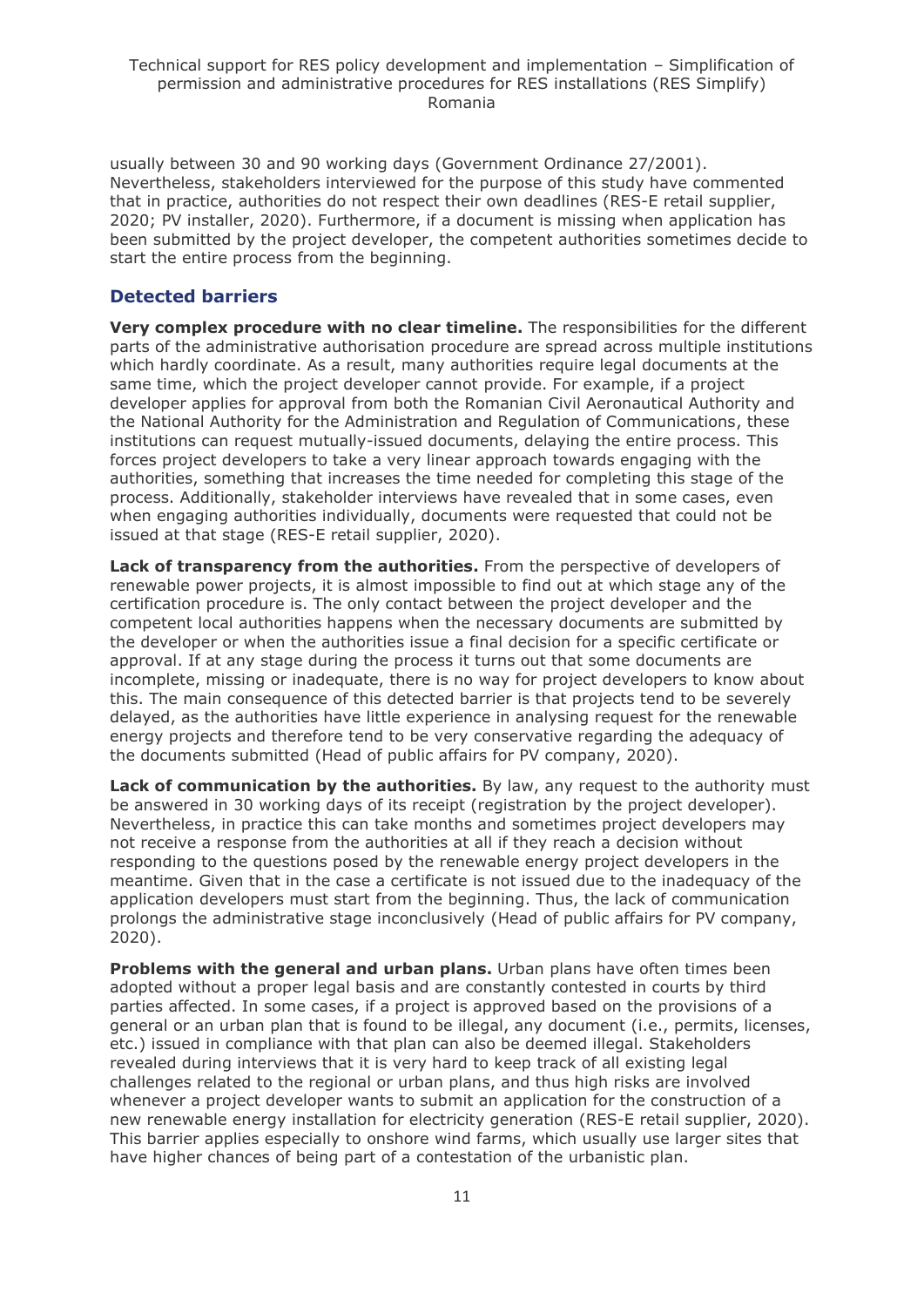usually between 30 and 90 working days (Government Ordinance 27/2001). Nevertheless, stakeholders interviewed for the purpose of this study have commented that in practice, authorities do not respect their own deadlines (RES-E retail supplier, 2020; PV installer, 2020). Furthermore, if a document is missing when application has been submitted by the project developer, the competent authorities sometimes decide to start the entire process from the beginning.

## Detected barriers

**Very complex procedure with no clear timeline.** The responsibilities for the different parts of the administrative authorisation procedure are spread across multiple institutions which hardly coordinate. As a result, many authorities require legal documents at the same time, which the project developer cannot provide. For example, if a project developer applies for approval from both the Romanian Civil Aeronautical Authority and the National Authority for the Administration and Regulation of Communications, these institutions can request mutually-issued documents, delaying the entire process. This forces project developers to take a very linear approach towards engaging with the authorities, something that increases the time needed for completing this stage of the process. Additionally, stakeholder interviews have revealed that in some cases, even when engaging authorities individually, documents were requested that could not be issued at that stage (RES-E retail supplier, 2020).

**Lack of transparency from the authorities.** From the perspective of developers of renewable power projects, it is almost impossible to find out at which stage any of the certification procedure is. The only contact between the project developer and the competent local authorities happens when the necessary documents are submitted by the developer or when the authorities issue a final decision for a specific certificate or approval. If at any stage during the process it turns out that some documents are incomplete, missing or inadequate, there is no way for project developers to know about this. The main consequence of this detected barrier is that projects tend to be severely delayed, as the authorities have little experience in analysing request for the renewable energy projects and therefore tend to be very conservative regarding the adequacy of the documents submitted (Head of public affairs for PV company, 2020).

**Lack of communication by the authorities.** By law, any request to the authority must be answered in 30 working days of its receipt (registration by the project developer). Nevertheless, in practice this can take months and sometimes project developers may not receive a response from the authorities at all if they reach a decision without responding to the questions posed by the renewable energy project developers in the meantime. Given that in the case a certificate is not issued due to the inadequacy of the application developers must start from the beginning. Thus, the lack of communication prolongs the administrative stage inconclusively (Head of public affairs for PV company, 2020).

**Problems with the general and urban plans.** Urban plans have often times been adopted without a proper legal basis and are constantly contested in courts by third parties affected. In some cases, if a project is approved based on the provisions of a general or an urban plan that is found to be illegal, any document (i.e., permits, licenses, etc.) issued in compliance with that plan can also be deemed illegal. Stakeholders revealed during interviews that it is very hard to keep track of all existing legal challenges related to the regional or urban plans, and thus high risks are involved whenever a project developer wants to submit an application for the construction of a new renewable energy installation for electricity generation (RES-E retail supplier, 2020). This barrier applies especially to onshore wind farms, which usually use larger sites that have higher chances of being part of a contestation of the urbanistic plan.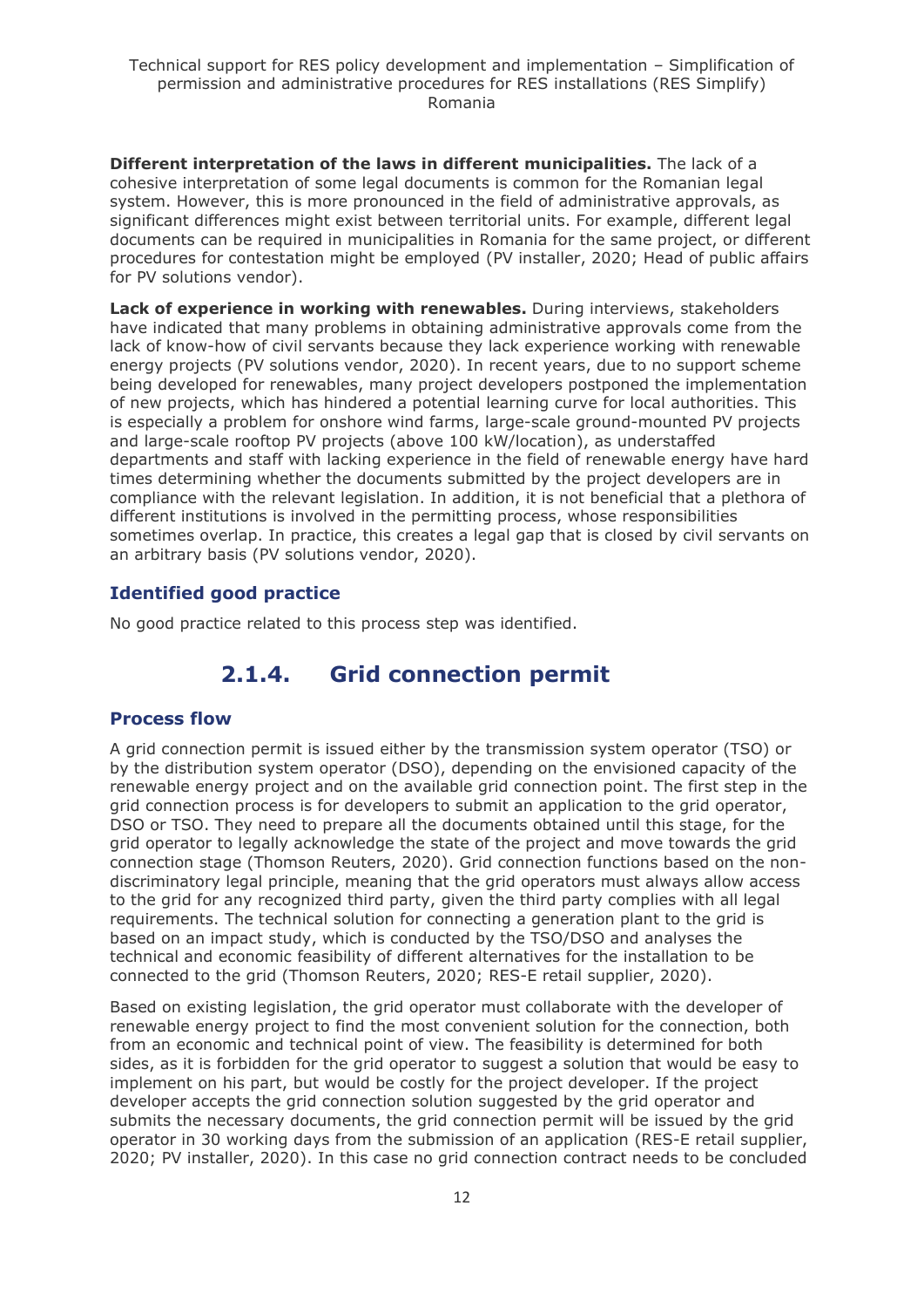**Different interpretation of the laws in different municipalities.** The lack of a cohesive interpretation of some legal documents is common for the Romanian legal system. However, this is more pronounced in the field of administrative approvals, as significant differences might exist between territorial units. For example, different legal documents can be required in municipalities in Romania for the same project, or different procedures for contestation might be employed (PV installer, 2020; Head of public affairs for PV solutions vendor).

**Lack of experience in working with renewables.** During interviews, stakeholders have indicated that many problems in obtaining administrative approvals come from the lack of know-how of civil servants because they lack experience working with renewable energy projects (PV solutions vendor, 2020). In recent years, due to no support scheme being developed for renewables, many project developers postponed the implementation of new projects, which has hindered a potential learning curve for local authorities. This is especially a problem for onshore wind farms, large-scale ground-mounted PV projects and large-scale rooftop PV projects (above 100 kW/location), as understaffed departments and staff with lacking experience in the field of renewable energy have hard times determining whether the documents submitted by the project developers are in compliance with the relevant legislation. In addition, it is not beneficial that a plethora of different institutions is involved in the permitting process, whose responsibilities sometimes overlap. In practice, this creates a legal gap that is closed by civil servants on an arbitrary basis (PV solutions vendor, 2020).

### Identified good practice

No good practice related to this process step was identified.

## 2.1.4. Grid connection permit

### Process flow

A grid connection permit is issued either by the transmission system operator (TSO) or by the distribution system operator (DSO), depending on the envisioned capacity of the renewable energy project and on the available grid connection point. The first step in the grid connection process is for developers to submit an application to the grid operator, DSO or TSO. They need to prepare all the documents obtained until this stage, for the grid operator to legally acknowledge the state of the project and move towards the grid connection stage (Thomson Reuters, 2020). Grid connection functions based on the non-discriminatory legal principle, meaning that the grid operators must always allow access to the grid for any recognized third party, given the third party complies with all legal requirements. The technical solution for connecting a generation plant to the grid is based on an impact study, which is conducted by the TSO/DSO and analyses the technical and economic feasibility of different alternatives for the installation to be connected to the grid (Thomson Reuters, 2020; RES-E retail supplier, 2020).

Based on existing legislation, the grid operator must collaborate with the developer of renewable energy project to find the most convenient solution for the connection, both from an economic and technical point of view. The feasibility is determined for both sides, as it is forbidden for the grid operator to suggest a solution that would be easy to implement on his part, but would be costly for the project developer. If the project developer accepts the grid connection solution suggested by the grid operator and submits the necessary documents, the grid connection permit will be issued by the grid operator in 30 working days from the submission of an application (RES-E retail supplier, 2020; PV installer, 2020). In this case no grid connection contract needs to be concluded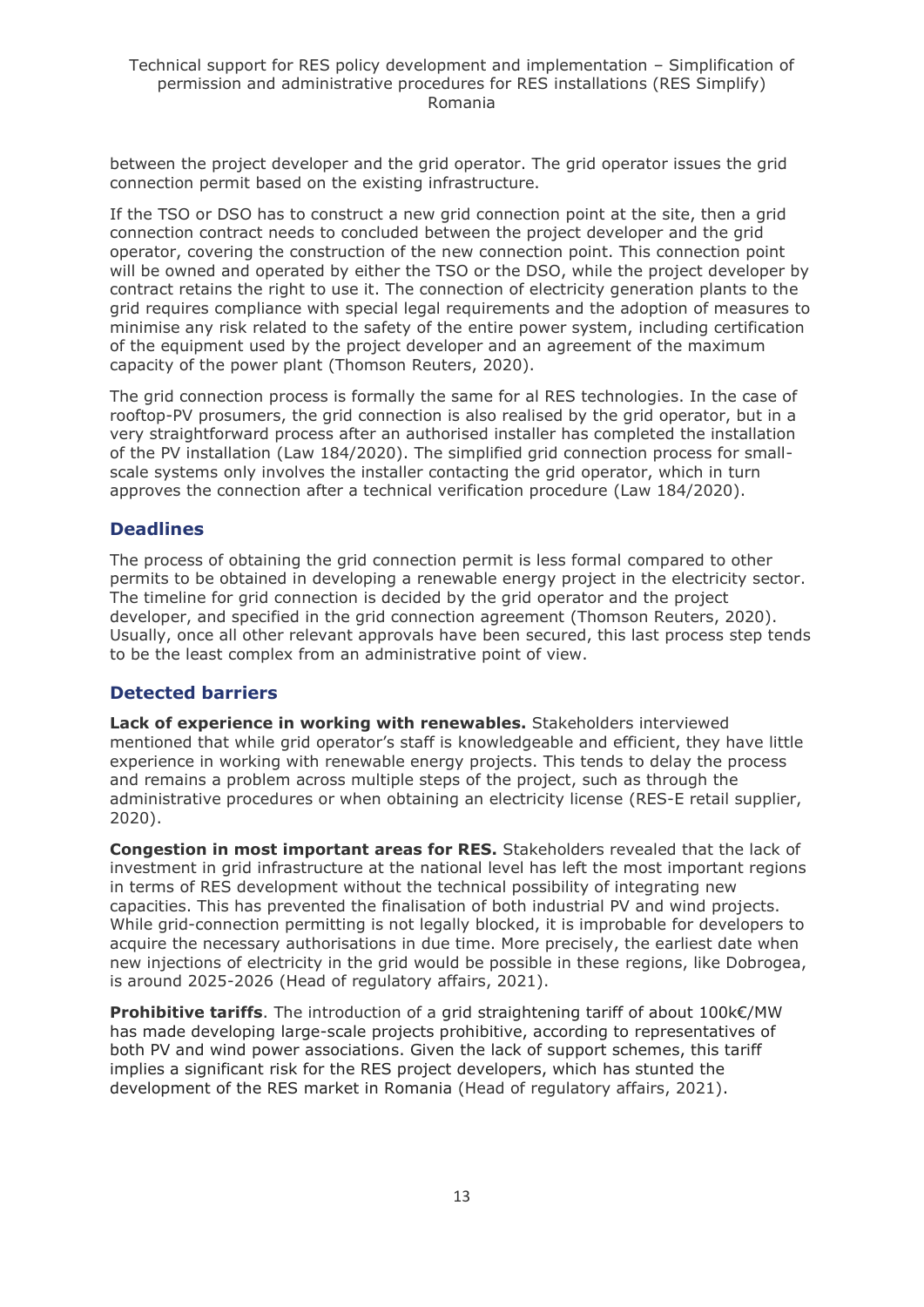between the project developer and the grid operator. The grid operator issues the grid connection permit based on the existing infrastructure.

If the TSO or DSO has to construct a new grid connection point at the site, then a grid connection contract needs to concluded between the project developer and the grid operator, covering the construction of the new connection point. This connection point will be owned and operated by either the TSO or the DSO, while the project developer by contract retains the right to use it. The connection of electricity generation plants to the grid requires compliance with special legal requirements and the adoption of measures to minimise any risk related to the safety of the entire power system, including certification of the equipment used by the project developer and an agreement of the maximum capacity of the power plant (Thomson Reuters, 2020).

The grid connection process is formally the same for al RES technologies. In the case of rooftop-PV prosumers, the grid connection is also realised by the grid operator, but in a very straightforward process after an authorised installer has completed the installation of the PV installation (Law 184/2020). The simplified grid connection process for small-scale systems only involves the installer contacting the grid operator, which in turn approves the connection after a technical verification procedure (Law 184/2020).

## Deadlines

The process of obtaining the grid connection permit is less formal compared to other permits to be obtained in developing a renewable energy project in the electricity sector. The timeline for grid connection is decided by the grid operator and the project developer, and specified in the grid connection agreement (Thomson Reuters, 2020). Usually, once all other relevant approvals have been secured, this last process step tends to be the least complex from an administrative point of view.

## Detected barriers

**Lack of experience in working with renewables.** Stakeholders interviewed mentioned that while grid operator's staff is knowledgeable and efficient, they have little experience in working with renewable energy projects. This tends to delay the process and remains a problem across multiple steps of the project, such as through the administrative procedures or when obtaining an electricity license (RES-E retail supplier, 2020).

**Congestion in most important areas for RES.** Stakeholders revealed that the lack of investment in grid infrastructure at the national level has left the most important regions in terms of RES development without the technical possibility of integrating new capacities. This has prevented the finalisation of both industrial PV and wind projects. While grid-connection permitting is not legally blocked, it is improbable for developers to acquire the necessary authorisations in due time. More precisely, the earliest date when new injections of electricity in the grid would be possible in these regions, like Dobrogea, is around 2025-2026 (Head of regulatory affairs, 2021).

**Prohibitive tariffs**. The introduction of a grid straightening tariff of about 100k€/MW has made developing large-scale projects prohibitive, according to representatives of both PV and wind power associations. Given the lack of support schemes, this tariff implies a significant risk for the RES project developers, which has stunted the development of the RES market in Romania (Head of regulatory affairs, 2021).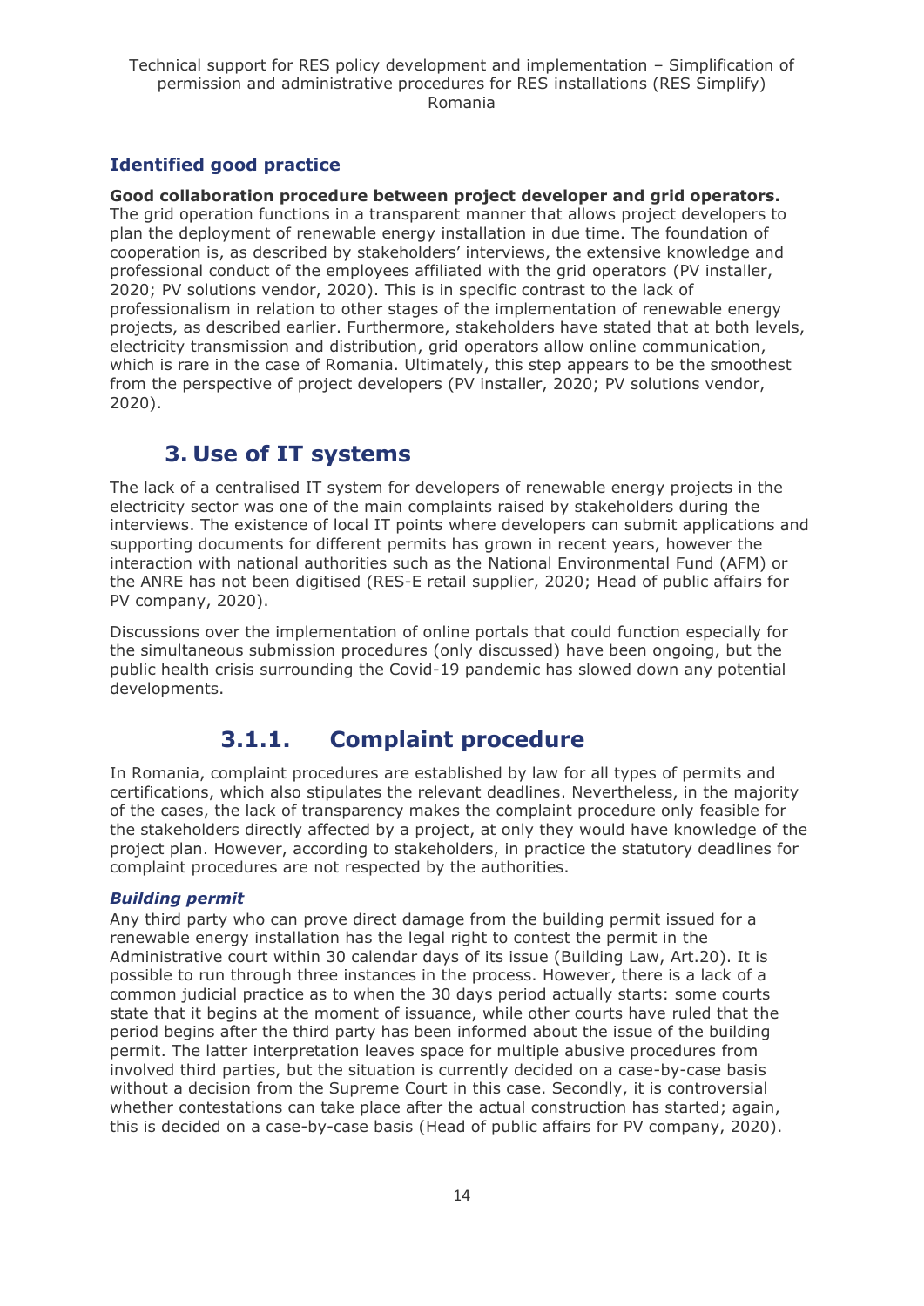### Identified good practice

**Good collaboration procedure between project developer and grid operators.** The grid operation functions in a transparent manner that allows project developers to plan the deployment of renewable energy installation in due time. The foundation of cooperation is, as described by stakeholders' interviews, the extensive knowledge and professional conduct of the employees affiliated with the grid operators (PV installer, 2020; PV solutions vendor, 2020). This is in specific contrast to the lack of professionalism in relation to other stages of the implementation of renewable energy projects, as described earlier. Furthermore, stakeholders have stated that at both levels, electricity transmission and distribution, grid operators allow online communication, which is rare in the case of Romania. Ultimately, this step appears to be the smoothest from the perspective of project developers (PV installer, 2020; PV solutions vendor, 2020).

## 3. Use of IT systems

The lack of a centralised IT system for developers of renewable energy projects in the electricity sector was one of the main complaints raised by stakeholders during the interviews. The existence of local IT points where developers can submit applications and supporting documents for different permits has grown in recent years, however the interaction with national authorities such as the National Environmental Fund (AFM) or the ANRE has not been digitised (RES-E retail supplier, 2020; Head of public affairs for PV company, 2020).

Discussions over the implementation of online portals that could function especially for the simultaneous submission procedures (only discussed) have been ongoing, but the public health crisis surrounding the Covid-19 pandemic has slowed down any potential developments.

### 3.1.1. Complaint procedure

In Romania, complaint procedures are established by law for all types of permits and certifications, which also stipulates the relevant deadlines. Nevertheless, in the majority of the cases, the lack of transparency makes the complaint procedure only feasible for the stakeholders directly affected by a project, at only they would have knowledge of the project plan. However, according to stakeholders, in practice the statutory deadlines for complaint procedures are not respected by the authorities.

#### *Building permit*

Any third party who can prove direct damage from the building permit issued for a renewable energy installation has the legal right to contest the permit in the Administrative court within 30 calendar days of its issue (Building Law, Art.20). It is possible to run through three instances in the process. However, there is a lack of a common judicial practice as to when the 30 days period actually starts: some courts state that it begins at the moment of issuance, while other courts have ruled that the period begins after the third party has been informed about the issue of the building permit. The latter interpretation leaves space for multiple abusive procedures from involved third parties, but the situation is currently decided on a case-by-case basis without a decision from the Supreme Court in this case. Secondly, it is controversial whether contestations can take place after the actual construction has started; again, this is decided on a case-by-case basis (Head of public affairs for PV company, 2020).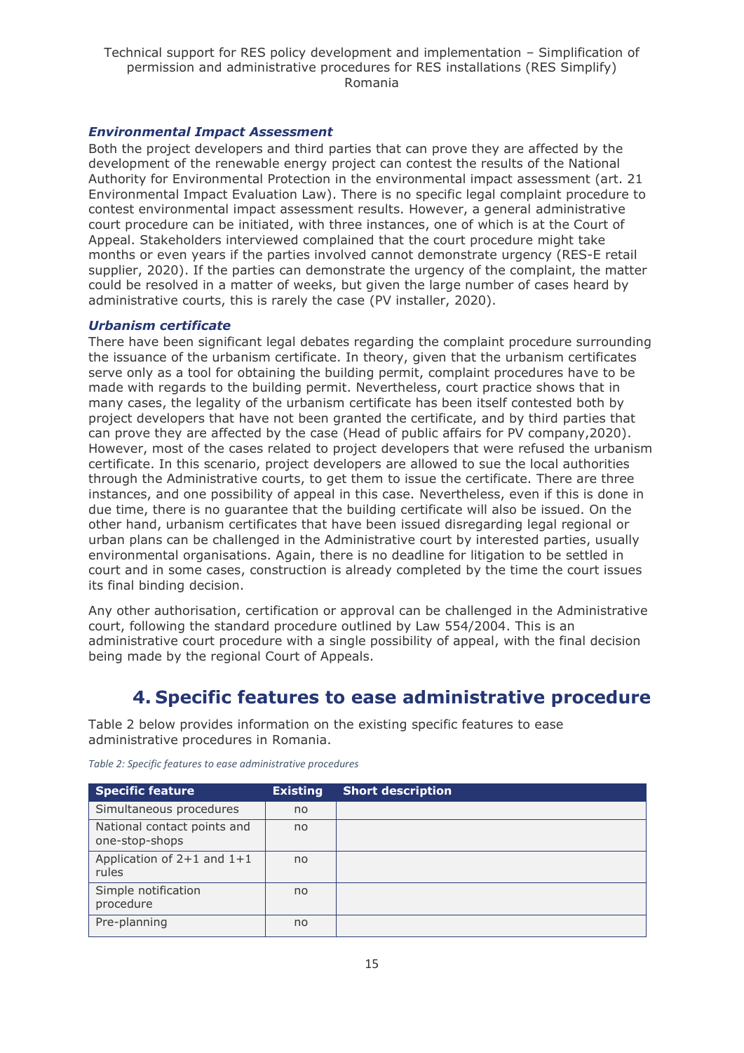***Environmental Impact Assessment***

Both the project developers and third parties that can prove they are affected by the development of the renewable energy project can contest the results of the National Authority for Environmental Protection in the environmental impact assessment (art. 21 Environmental Impact Evaluation Law). There is no specific legal complaint procedure to contest environmental impact assessment results. However, a general administrative court procedure can be initiated, with three instances, one of which is at the Court of Appeal. Stakeholders interviewed complained that the court procedure might take months or even years if the parties involved cannot demonstrate urgency (RES-E retail supplier, 2020). If the parties can demonstrate the urgency of the complaint, the matter could be resolved in a matter of weeks, but given the large number of cases heard by administrative courts, this is rarely the case (PV installer, 2020).

***Urbanism certificate***

There have been significant legal debates regarding the complaint procedure surrounding the issuance of the urbanism certificate. In theory, given that the urbanism certificates serve only as a tool for obtaining the building permit, complaint procedures have to be made with regards to the building permit. Nevertheless, court practice shows that in many cases, the legality of the urbanism certificate has been itself contested both by project developers that have not been granted the certificate, and by third parties that can prove they are affected by the case (Head of public affairs for PV company,2020). However, most of the cases related to project developers that were refused the urbanism certificate. In this scenario, project developers are allowed to sue the local authorities through the Administrative courts, to get them to issue the certificate. There are three instances, and one possibility of appeal in this case. Nevertheless, even if this is done in due time, there is no guarantee that the building certificate will also be issued. On the other hand, urbanism certificates that have been issued disregarding legal regional or urban plans can be challenged in the Administrative court by interested parties, usually environmental organisations. Again, there is no deadline for litigation to be settled in court and in some cases, construction is already completed by the time the court issues its final binding decision.

Any other authorisation, certification or approval can be challenged in the Administrative court, following the standard procedure outlined by Law 554/2004. This is an administrative court procedure with a single possibility of appeal, with the final decision being made by the regional Court of Appeals.

# 4. Specific features to ease administrative procedure

Table 2 below provides information on the existing specific features to ease administrative procedures in Romania.

*Table 2: Specific features to ease administrative procedures*

| Specific feature | Existing | Short description |
|---|---|---|
| Simultaneous procedures | no | |
| National contact points and one-stop-shops | no | |
| Application of 2+1 and 1+1 rules | no | |
| Simple notification procedure | no | |
| Pre-planning | no | |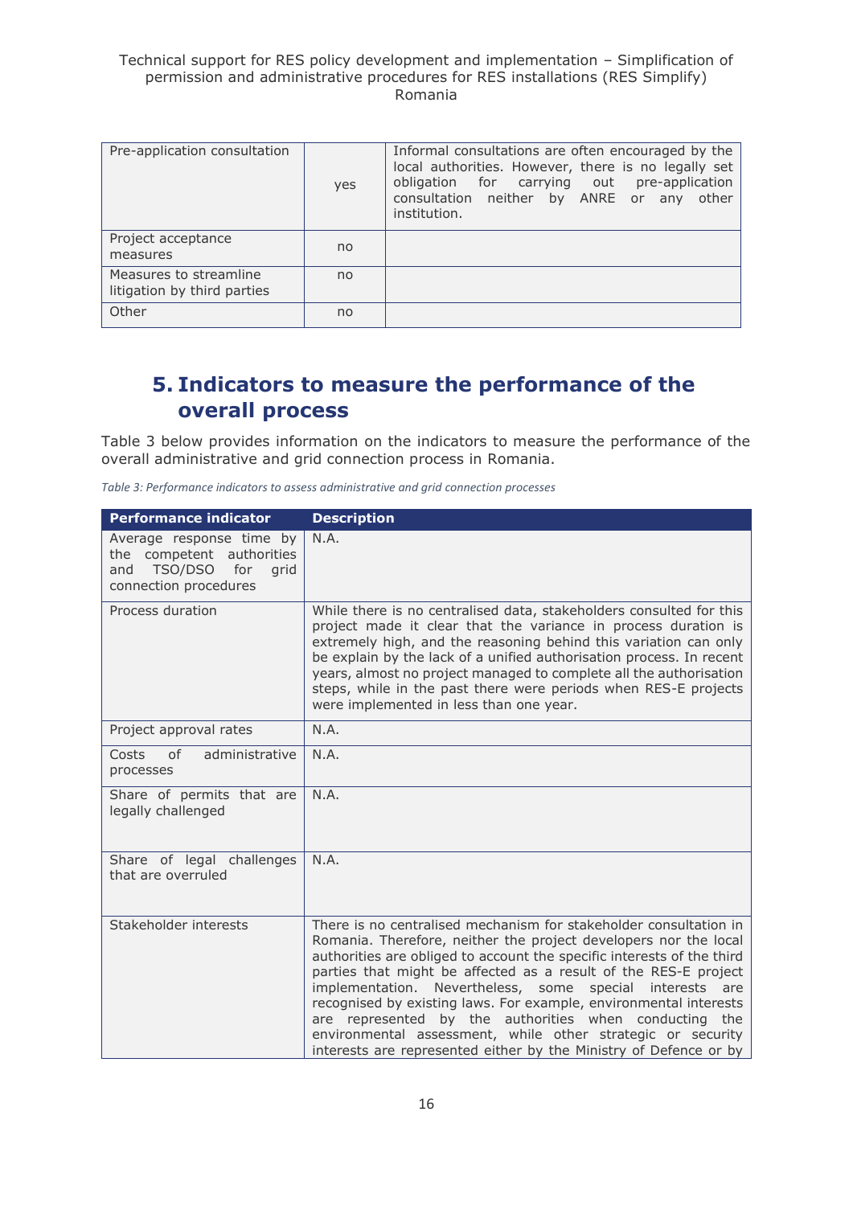| Pre-application consultation | yes | Informal consultations are often encouraged by the local authorities. However, there is no legally set obligation for carrying out pre-application consultation neither by ANRE or any other institution. |
|---|---|---|
| Project acceptance measures | no | |
| Measures to streamline litigation by third parties | no | |
| Other | no | |

## 5. Indicators to measure the performance of the overall process

Table 3 below provides information on the indicators to measure the performance of the overall administrative and grid connection process in Romania.

*Table 3: Performance indicators to assess administrative and grid connection processes*

| Performance indicator | Description |
|---|---|
| Average response time by the competent authorities and TSO/DSO for grid connection procedures | N.A. |
| Process duration | While there is no centralised data, stakeholders consulted for this project made it clear that the variance in process duration is extremely high, and the reasoning behind this variation can only be explain by the lack of a unified authorisation process. In recent years, almost no project managed to complete all the authorisation steps, while in the past there were periods when RES-E projects were implemented in less than one year. |
| Project approval rates | N.A. |
| Costs of administrative processes | N.A. |
| Share of permits that are legally challenged | N.A. |
| Share of legal challenges that are overruled | N.A. |
| Stakeholder interests | There is no centralised mechanism for stakeholder consultation in Romania. Therefore, neither the project developers nor the local authorities are obliged to account the specific interests of the third parties that might be affected as a result of the RES-E project implementation. Nevertheless, some special interests are recognised by existing laws. For example, environmental interests are represented by the authorities when conducting the environmental assessment, while other strategic or security interests are represented either by the Ministry of Defence or by |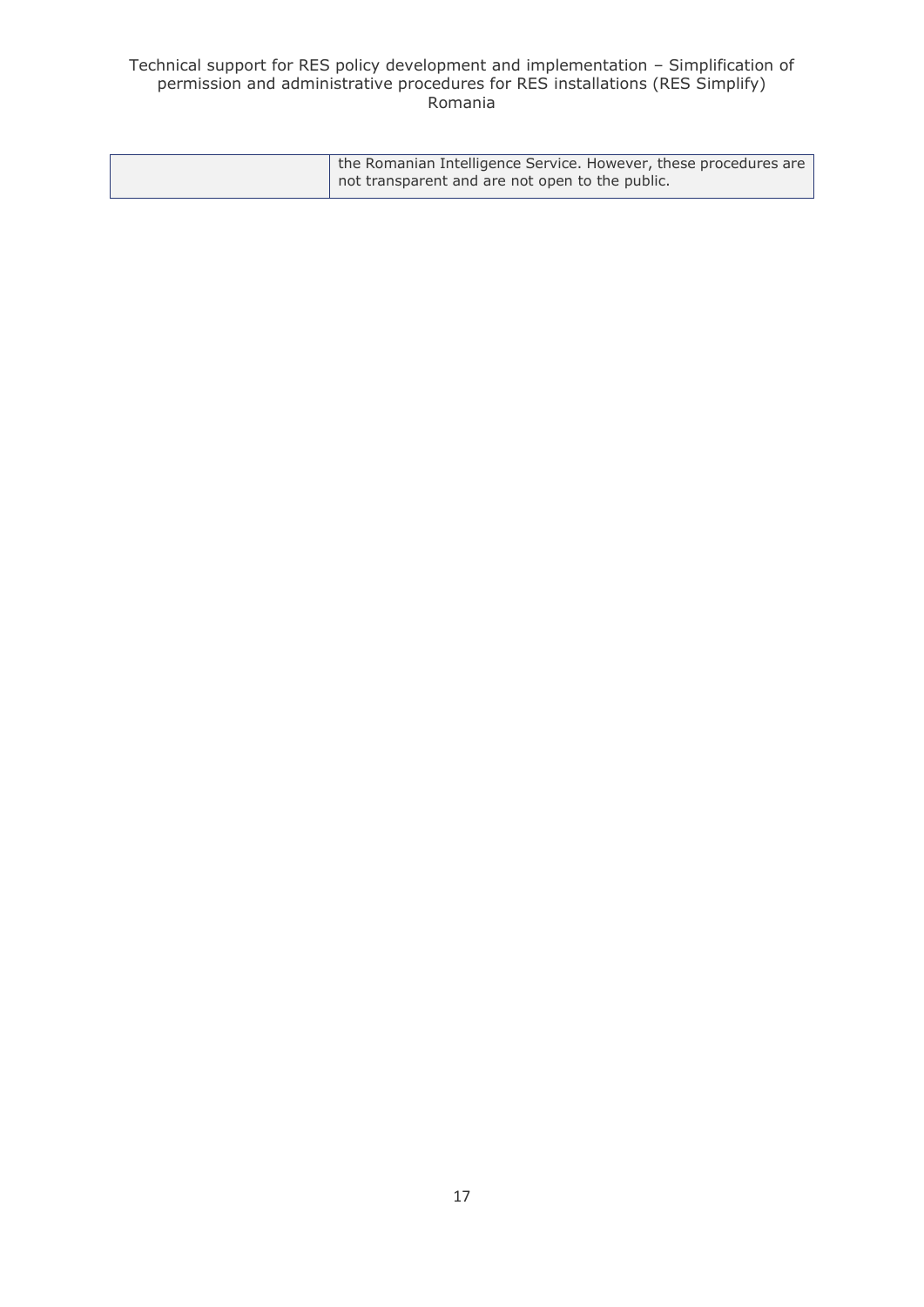| | |
|---|---|
| | the Romanian Intelligence Service. However, these procedures are not transparent and are not open to the public. |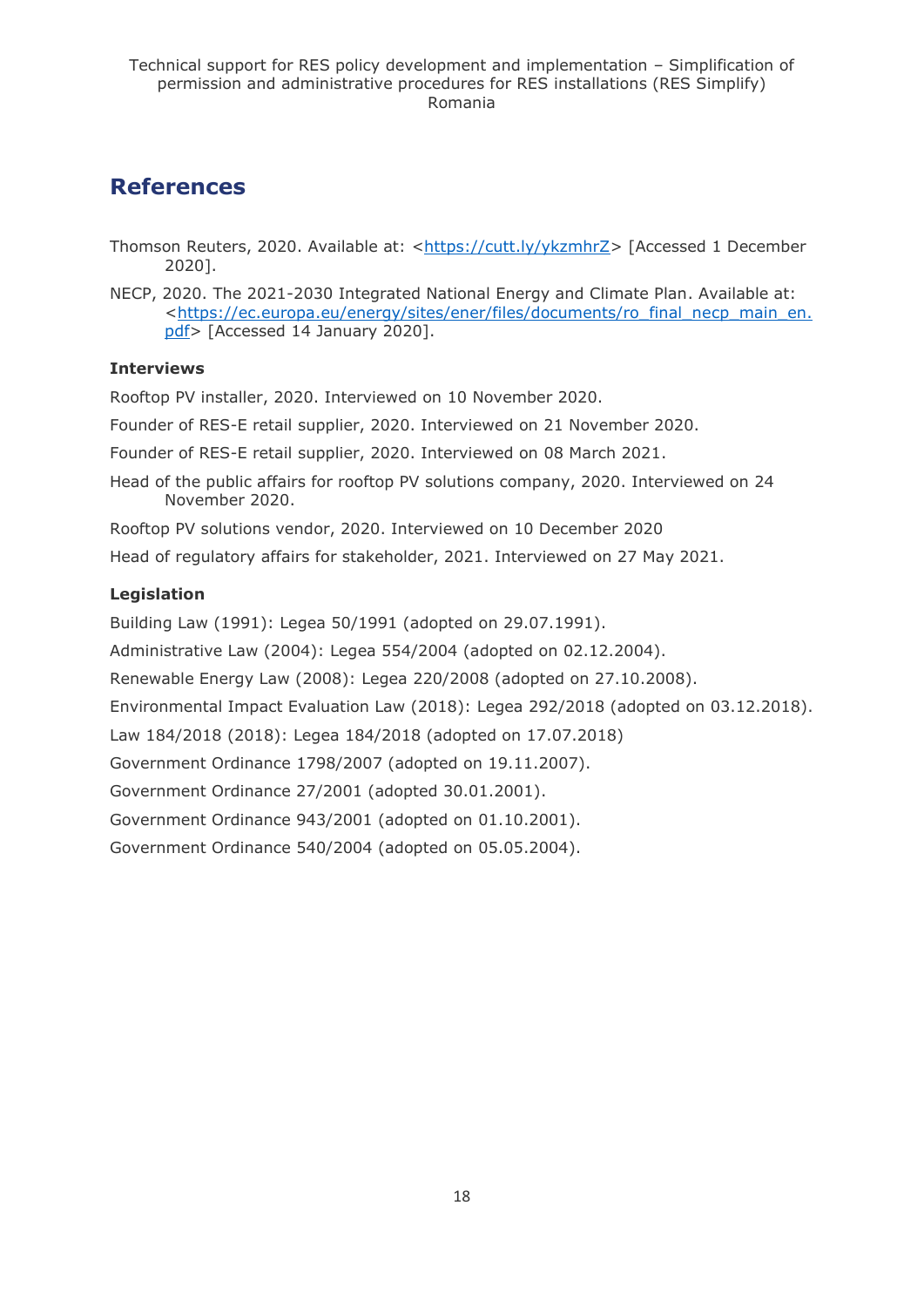# References

Thomson Reuters, 2020. Available at: <https://cutt.ly/ykzmhrZ> [Accessed 1 December 2020].

NECP, 2020. The 2021-2030 Integrated National Energy and Climate Plan. Available at: <https://ec.europa.eu/energy/sites/ener/files/documents/ro_final_necp_main_en.pdf> [Accessed 14 January 2020].

### Interviews

Rooftop PV installer, 2020. Interviewed on 10 November 2020.

Founder of RES-E retail supplier, 2020. Interviewed on 21 November 2020.

Founder of RES-E retail supplier, 2020. Interviewed on 08 March 2021.

Head of the public affairs for rooftop PV solutions company, 2020. Interviewed on 24 November 2020.

Rooftop PV solutions vendor, 2020. Interviewed on 10 December 2020

Head of regulatory affairs for stakeholder, 2021. Interviewed on 27 May 2021.

### Legislation

Building Law (1991): Legea 50/1991 (adopted on 29.07.1991).

Administrative Law (2004): Legea 554/2004 (adopted on 02.12.2004).

Renewable Energy Law (2008): Legea 220/2008 (adopted on 27.10.2008).

Environmental Impact Evaluation Law (2018): Legea 292/2018 (adopted on 03.12.2018).

Law 184/2018 (2018): Legea 184/2018 (adopted on 17.07.2018)

Government Ordinance 1798/2007 (adopted on 19.11.2007).

Government Ordinance 27/2001 (adopted 30.01.2001).

Government Ordinance 943/2001 (adopted on 01.10.2001).

Government Ordinance 540/2004 (adopted on 05.05.2004).